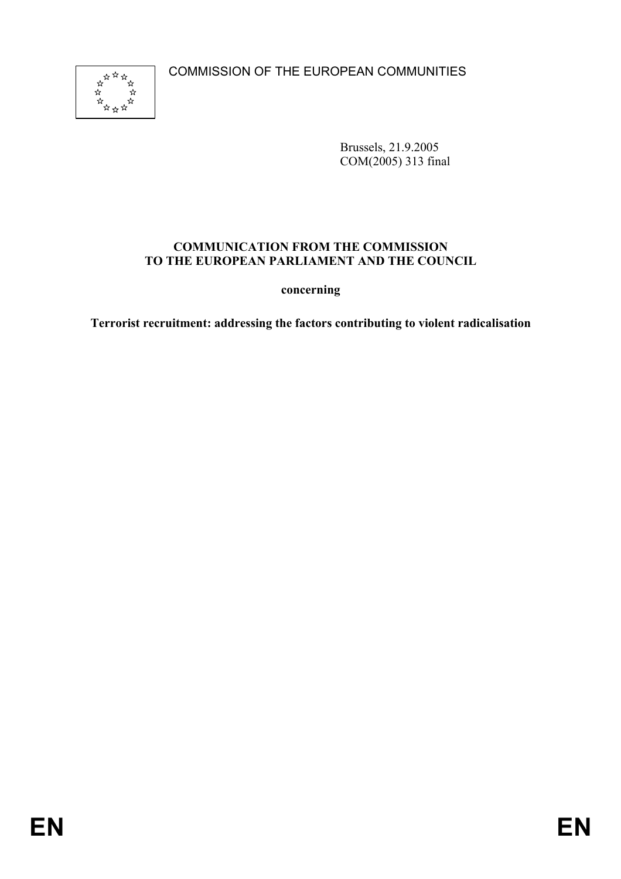COMMISSION OF THE EUROPEAN COMMUNITIES

Brussels, 21.9.2005
COM(2005) 313 final

**COMMUNICATION FROM THE COMMISSION
TO THE EUROPEAN PARLIAMENT AND THE COUNCIL**

**concerning**

**Terrorist recruitment: addressing the factors contributing to violent radicalisation**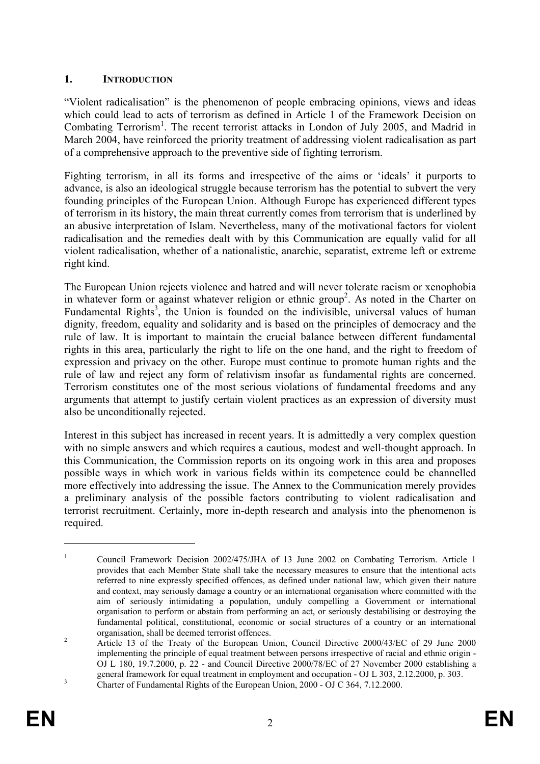## 1. INTRODUCTION

"Violent radicalisation" is the phenomenon of people embracing opinions, views and ideas which could lead to acts of terrorism as defined in Article 1 of the Framework Decision on Combating Terrorism[1]. The recent terrorist attacks in London of July 2005, and Madrid in March 2004, have reinforced the priority treatment of addressing violent radicalisation as part of a comprehensive approach to the preventive side of fighting terrorism.

Fighting terrorism, in all its forms and irrespective of the aims or 'ideals' it purports to advance, is also an ideological struggle because terrorism has the potential to subvert the very founding principles of the European Union. Although Europe has experienced different types of terrorism in its history, the main threat currently comes from terrorism that is underlined by an abusive interpretation of Islam. Nevertheless, many of the motivational factors for violent radicalisation and the remedies dealt with by this Communication are equally valid for all violent radicalisation, whether of a nationalistic, anarchic, separatist, extreme left or extreme right kind.

The European Union rejects violence and hatred and will never tolerate racism or xenophobia in whatever form or against whatever religion or ethnic group[2]. As noted in the Charter on Fundamental Rights[3], the Union is founded on the indivisible, universal values of human dignity, freedom, equality and solidarity and is based on the principles of democracy and the rule of law. It is important to maintain the crucial balance between different fundamental rights in this area, particularly the right to life on the one hand, and the right to freedom of expression and privacy on the other. Europe must continue to promote human rights and the rule of law and reject any form of relativism insofar as fundamental rights are concerned. Terrorism constitutes one of the most serious violations of fundamental freedoms and any arguments that attempt to justify certain violent practices as an expression of diversity must also be unconditionally rejected.

Interest in this subject has increased in recent years. It is admittedly a very complex question with no simple answers and which requires a cautious, modest and well-thought approach. In this Communication, the Commission reports on its ongoing work in this area and proposes possible ways in which work in various fields within its competence could be channelled more effectively into addressing the issue. The Annex to the Communication merely provides a preliminary analysis of the possible factors contributing to violent radicalisation and terrorist recruitment. Certainly, more in-depth research and analysis into the phenomenon is required.

---

[1] Council Framework Decision 2002/475/JHA of 13 June 2002 on Combating Terrorism. Article 1 provides that each Member State shall take the necessary measures to ensure that the intentional acts referred to nine expressly specified offences, as defined under national law, which given their nature and context, may seriously damage a country or an international organisation where committed with the aim of seriously intimidating a population, unduly compelling a Government or international organisation to perform or abstain from performing an act, or seriously destabilising or destroying the fundamental political, constitutional, economic or social structures of a country or an international organisation, shall be deemed terrorist offences.

[2] Article 13 of the Treaty of the European Union, Council Directive 2000/43/EC of 29 June 2000 implementing the principle of equal treatment between persons irrespective of racial and ethnic origin - OJ L 180, 19.7.2000, p. 22 - and Council Directive 2000/78/EC of 27 November 2000 establishing a general framework for equal treatment in employment and occupation - OJ L 303, 2.12.2000, p. 303.

[3] Charter of Fundamental Rights of the European Union, 2000 - OJ C 364, 7.12.2000.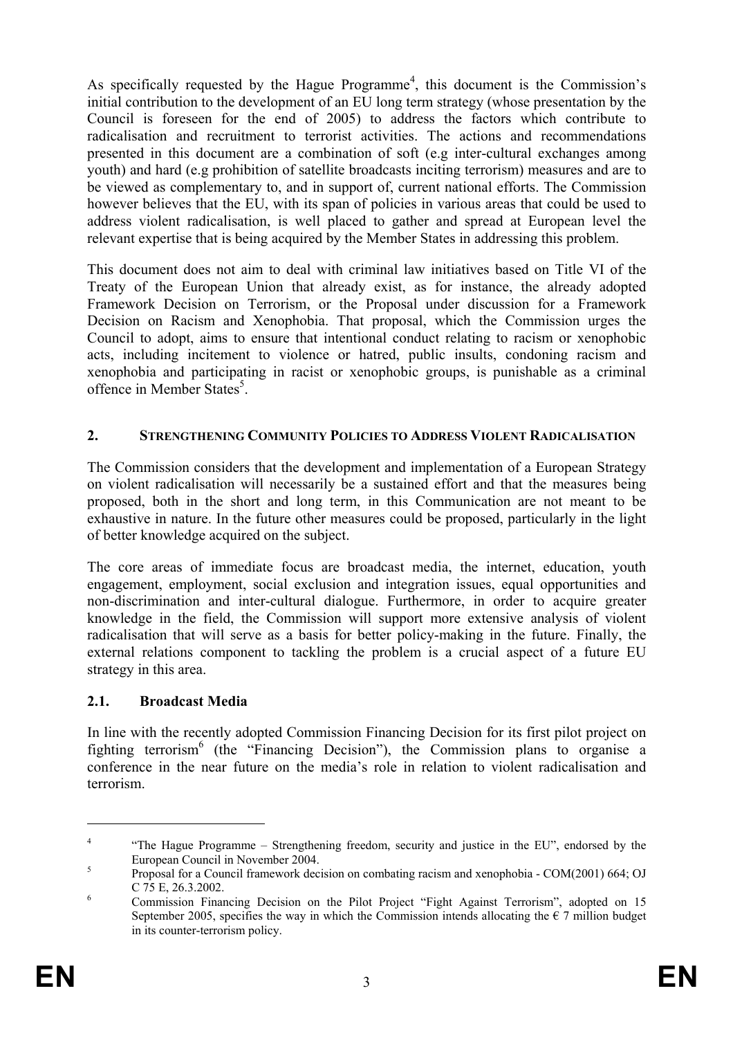As specifically requested by the Hague Programme[4], this document is the Commission's initial contribution to the development of an EU long term strategy (whose presentation by the Council is foreseen for the end of 2005) to address the factors which contribute to radicalisation and recruitment to terrorist activities. The actions and recommendations presented in this document are a combination of soft (e.g inter-cultural exchanges among youth) and hard (e.g prohibition of satellite broadcasts inciting terrorism) measures and are to be viewed as complementary to, and in support of, current national efforts. The Commission however believes that the EU, with its span of policies in various areas that could be used to address violent radicalisation, is well placed to gather and spread at European level the relevant expertise that is being acquired by the Member States in addressing this problem.

This document does not aim to deal with criminal law initiatives based on Title VI of the Treaty of the European Union that already exist, as for instance, the already adopted Framework Decision on Terrorism, or the Proposal under discussion for a Framework Decision on Racism and Xenophobia. That proposal, which the Commission urges the Council to adopt, aims to ensure that intentional conduct relating to racism or xenophobic acts, including incitement to violence or hatred, public insults, condoning racism and xenophobia and participating in racist or xenophobic groups, is punishable as a criminal offence in Member States[5].

## 2. Strengthening Community Policies to Address Violent Radicalisation

The Commission considers that the development and implementation of a European Strategy on violent radicalisation will necessarily be a sustained effort and that the measures being proposed, both in the short and long term, in this Communication are not meant to be exhaustive in nature. In the future other measures could be proposed, particularly in the light of better knowledge acquired on the subject.

The core areas of immediate focus are broadcast media, the internet, education, youth engagement, employment, social exclusion and integration issues, equal opportunities and non-discrimination and inter-cultural dialogue. Furthermore, in order to acquire greater knowledge in the field, the Commission will support more extensive analysis of violent radicalisation that will serve as a basis for better policy-making in the future. Finally, the external relations component to tackling the problem is a crucial aspect of a future EU strategy in this area.

### 2.1. Broadcast Media

In line with the recently adopted Commission Financing Decision for its first pilot project on fighting terrorism[6] (the "Financing Decision"), the Commission plans to organise a conference in the near future on the media's role in relation to violent radicalisation and terrorism.

---

[4] "The Hague Programme – Strengthening freedom, security and justice in the EU", endorsed by the European Council in November 2004.

[5] Proposal for a Council framework decision on combating racism and xenophobia - COM(2001) 664; OJ C 75 E, 26.3.2002.

[6] Commission Financing Decision on the Pilot Project "Fight Against Terrorism", adopted on 15 September 2005, specifies the way in which the Commission intends allocating the € 7 million budget in its counter-terrorism policy.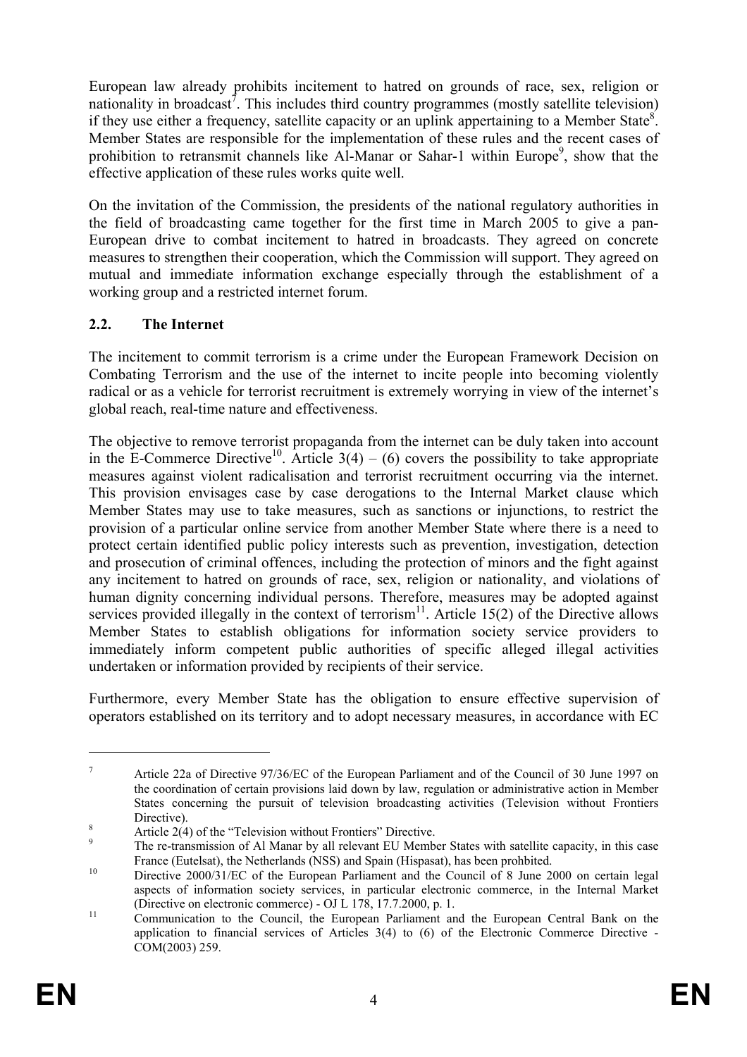European law already prohibits incitement to hatred on grounds of race, sex, religion or nationality in broadcast[7]. This includes third country programmes (mostly satellite television) if they use either a frequency, satellite capacity or an uplink appertaining to a Member State[8]. Member States are responsible for the implementation of these rules and the recent cases of prohibition to retransmit channels like Al-Manar or Sahar-1 within Europe[9], show that the effective application of these rules works quite well.

On the invitation of the Commission, the presidents of the national regulatory authorities in the field of broadcasting came together for the first time in March 2005 to give a pan-European drive to combat incitement to hatred in broadcasts. They agreed on concrete measures to strengthen their cooperation, which the Commission will support. They agreed on mutual and immediate information exchange especially through the establishment of a working group and a restricted internet forum.

### 2.2. The Internet

The incitement to commit terrorism is a crime under the European Framework Decision on Combating Terrorism and the use of the internet to incite people into becoming violently radical or as a vehicle for terrorist recruitment is extremely worrying in view of the internet's global reach, real-time nature and effectiveness.

The objective to remove terrorist propaganda from the internet can be duly taken into account in the E-Commerce Directive[10]. Article 3(4) – (6) covers the possibility to take appropriate measures against violent radicalisation and terrorist recruitment occurring via the internet. This provision envisages case by case derogations to the Internal Market clause which Member States may use to take measures, such as sanctions or injunctions, to restrict the provision of a particular online service from another Member State where there is a need to protect certain identified public policy interests such as prevention, investigation, detection and prosecution of criminal offences, including the protection of minors and the fight against any incitement to hatred on grounds of race, sex, religion or nationality, and violations of human dignity concerning individual persons. Therefore, measures may be adopted against services provided illegally in the context of terrorism[11]. Article 15(2) of the Directive allows Member States to establish obligations for information society service providers to immediately inform competent public authorities of specific alleged illegal activities undertaken or information provided by recipients of their service.

Furthermore, every Member State has the obligation to ensure effective supervision of operators established on its territory and to adopt necessary measures, in accordance with EC

---

[7] Article 22a of Directive 97/36/EC of the European Parliament and of the Council of 30 June 1997 on the coordination of certain provisions laid down by law, regulation or administrative action in Member States concerning the pursuit of television broadcasting activities (Television without Frontiers Directive).

[8] Article 2(4) of the "Television without Frontiers" Directive.

[9] The re-transmission of Al Manar by all relevant EU Member States with satellite capacity, in this case France (Eutelsat), the Netherlands (NSS) and Spain (Hispasat), has been prohbited.

[10] Directive 2000/31/EC of the European Parliament and the Council of 8 June 2000 on certain legal aspects of information society services, in particular electronic commerce, in the Internal Market (Directive on electronic commerce) - OJ L 178, 17.7.2000, p. 1.

[11] Communication to the Council, the European Parliament and the European Central Bank on the application to financial services of Articles 3(4) to (6) of the Electronic Commerce Directive - COM(2003) 259.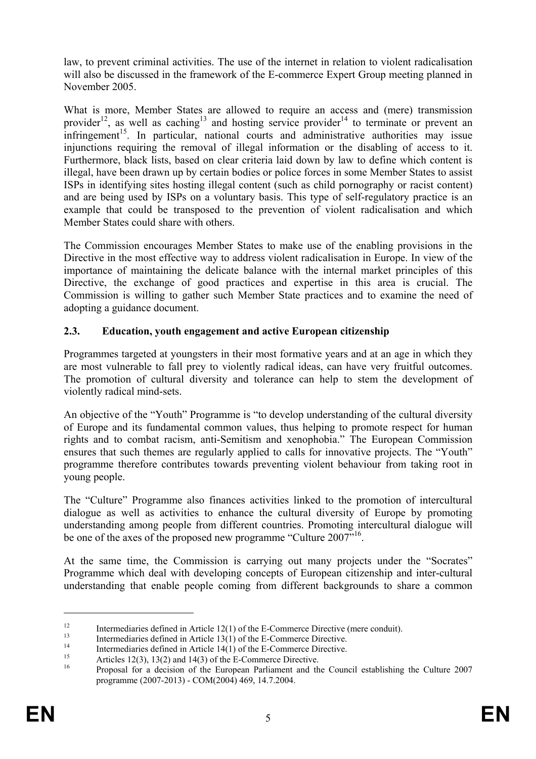law, to prevent criminal activities. The use of the internet in relation to violent radicalisation will also be discussed in the framework of the E-commerce Expert Group meeting planned in November 2005.

What is more, Member States are allowed to require an access and (mere) transmission provider[12], as well as caching[13] and hosting service provider[14] to terminate or prevent an infringement[15]. In particular, national courts and administrative authorities may issue injunctions requiring the removal of illegal information or the disabling of access to it. Furthermore, black lists, based on clear criteria laid down by law to define which content is illegal, have been drawn up by certain bodies or police forces in some Member States to assist ISPs in identifying sites hosting illegal content (such as child pornography or racist content) and are being used by ISPs on a voluntary basis. This type of self-regulatory practice is an example that could be transposed to the prevention of violent radicalisation and which Member States could share with others.

The Commission encourages Member States to make use of the enabling provisions in the Directive in the most effective way to address violent radicalisation in Europe. In view of the importance of maintaining the delicate balance with the internal market principles of this Directive, the exchange of good practices and expertise in this area is crucial. The Commission is willing to gather such Member State practices and to examine the need of adopting a guidance document.

### 2.3. Education, youth engagement and active European citizenship

Programmes targeted at youngsters in their most formative years and at an age in which they are most vulnerable to fall prey to violently radical ideas, can have very fruitful outcomes. The promotion of cultural diversity and tolerance can help to stem the development of violently radical mind-sets.

An objective of the "Youth" Programme is "to develop understanding of the cultural diversity of Europe and its fundamental common values, thus helping to promote respect for human rights and to combat racism, anti-Semitism and xenophobia." The European Commission ensures that such themes are regularly applied to calls for innovative projects. The "Youth" programme therefore contributes towards preventing violent behaviour from taking root in young people.

The "Culture" Programme also finances activities linked to the promotion of intercultural dialogue as well as activities to enhance the cultural diversity of Europe by promoting understanding among people from different countries. Promoting intercultural dialogue will be one of the axes of the proposed new programme "Culture 2007"[16].

At the same time, the Commission is carrying out many projects under the "Socrates" Programme which deal with developing concepts of European citizenship and inter-cultural understanding that enable people coming from different backgrounds to share a common

---

[12] Intermediaries defined in Article 12(1) of the E-Commerce Directive (mere conduit).

[13] Intermediaries defined in Article 13(1) of the E-Commerce Directive.

[14] Intermediaries defined in Article 14(1) of the E-Commerce Directive.

[15] Articles 12(3), 13(2) and 14(3) of the E-Commerce Directive.

[16] Proposal for a decision of the European Parliament and the Council establishing the Culture 2007 programme (2007-2013) - COM(2004) 469, 14.7.2004.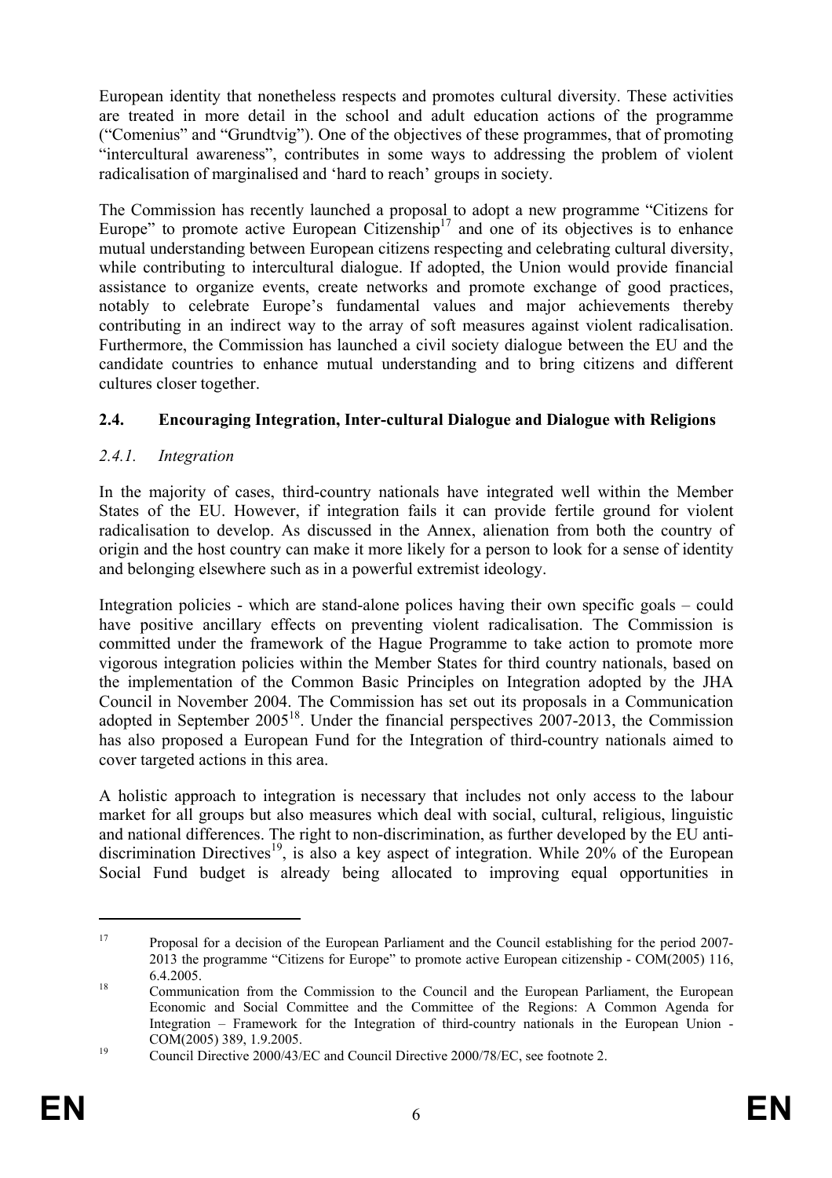European identity that nonetheless respects and promotes cultural diversity. These activities are treated in more detail in the school and adult education actions of the programme ("Comenius" and "Grundtvig"). One of the objectives of these programmes, that of promoting "intercultural awareness", contributes in some ways to addressing the problem of violent radicalisation of marginalised and 'hard to reach' groups in society.

The Commission has recently launched a proposal to adopt a new programme "Citizens for Europe" to promote active European Citizenship[17] and one of its objectives is to enhance mutual understanding between European citizens respecting and celebrating cultural diversity, while contributing to intercultural dialogue. If adopted, the Union would provide financial assistance to organize events, create networks and promote exchange of good practices, notably to celebrate Europe's fundamental values and major achievements thereby contributing in an indirect way to the array of soft measures against violent radicalisation. Furthermore, the Commission has launched a civil society dialogue between the EU and the candidate countries to enhance mutual understanding and to bring citizens and different cultures closer together.

## 2.4. Encouraging Integration, Inter-cultural Dialogue and Dialogue with Religions

### *2.4.1. Integration*

In the majority of cases, third-country nationals have integrated well within the Member States of the EU. However, if integration fails it can provide fertile ground for violent radicalisation to develop. As discussed in the Annex, alienation from both the country of origin and the host country can make it more likely for a person to look for a sense of identity and belonging elsewhere such as in a powerful extremist ideology.

Integration policies - which are stand-alone polices having their own specific goals – could have positive ancillary effects on preventing violent radicalisation. The Commission is committed under the framework of the Hague Programme to take action to promote more vigorous integration policies within the Member States for third country nationals, based on the implementation of the Common Basic Principles on Integration adopted by the JHA Council in November 2004. The Commission has set out its proposals in a Communication adopted in September 2005[18]. Under the financial perspectives 2007-2013, the Commission has also proposed a European Fund for the Integration of third-country nationals aimed to cover targeted actions in this area.

A holistic approach to integration is necessary that includes not only access to the labour market for all groups but also measures which deal with social, cultural, religious, linguistic and national differences. The right to non-discrimination, as further developed by the EU anti-discrimination Directives[19], is also a key aspect of integration. While 20% of the European Social Fund budget is already being allocated to improving equal opportunities in

---

[17] Proposal for a decision of the European Parliament and the Council establishing for the period 2007-2013 the programme "Citizens for Europe" to promote active European citizenship - COM(2005) 116, 6.4.2005.

[18] Communication from the Commission to the Council and the European Parliament, the European Economic and Social Committee and the Committee of the Regions: A Common Agenda for Integration – Framework for the Integration of third-country nationals in the European Union - COM(2005) 389, 1.9.2005.

[19] Council Directive 2000/43/EC and Council Directive 2000/78/EC, see footnote 2.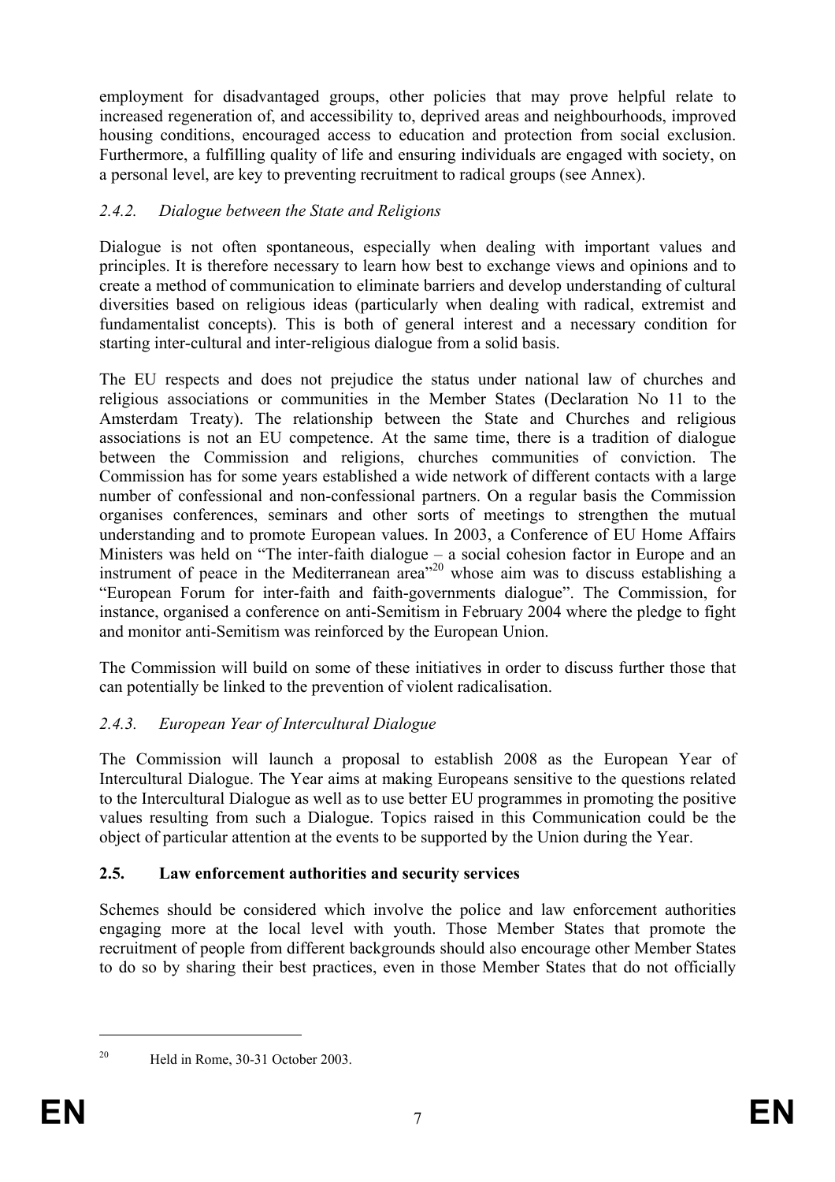employment for disadvantaged groups, other policies that may prove helpful relate to increased regeneration of, and accessibility to, deprived areas and neighbourhoods, improved housing conditions, encouraged access to education and protection from social exclusion. Furthermore, a fulfilling quality of life and ensuring individuals are engaged with society, on a personal level, are key to preventing recruitment to radical groups (see Annex).

### *2.4.2. Dialogue between the State and Religions*

Dialogue is not often spontaneous, especially when dealing with important values and principles. It is therefore necessary to learn how best to exchange views and opinions and to create a method of communication to eliminate barriers and develop understanding of cultural diversities based on religious ideas (particularly when dealing with radical, extremist and fundamentalist concepts). This is both of general interest and a necessary condition for starting inter-cultural and inter-religious dialogue from a solid basis.

The EU respects and does not prejudice the status under national law of churches and religious associations or communities in the Member States (Declaration No 11 to the Amsterdam Treaty). The relationship between the State and Churches and religious associations is not an EU competence. At the same time, there is a tradition of dialogue between the Commission and religions, churches communities of conviction. The Commission has for some years established a wide network of different contacts with a large number of confessional and non-confessional partners. On a regular basis the Commission organises conferences, seminars and other sorts of meetings to strengthen the mutual understanding and to promote European values. In 2003, a Conference of EU Home Affairs Ministers was held on "The inter-faith dialogue – a social cohesion factor in Europe and an instrument of peace in the Mediterranean area"[20] whose aim was to discuss establishing a "European Forum for inter-faith and faith-governments dialogue". The Commission, for instance, organised a conference on anti-Semitism in February 2004 where the pledge to fight and monitor anti-Semitism was reinforced by the European Union.

The Commission will build on some of these initiatives in order to discuss further those that can potentially be linked to the prevention of violent radicalisation.

### *2.4.3. European Year of Intercultural Dialogue*

The Commission will launch a proposal to establish 2008 as the European Year of Intercultural Dialogue. The Year aims at making Europeans sensitive to the questions related to the Intercultural Dialogue as well as to use better EU programmes in promoting the positive values resulting from such a Dialogue. Topics raised in this Communication could be the object of particular attention at the events to be supported by the Union during the Year.

## 2.5. Law enforcement authorities and security services

Schemes should be considered which involve the police and law enforcement authorities engaging more at the local level with youth. Those Member States that promote the recruitment of people from different backgrounds should also encourage other Member States to do so by sharing their best practices, even in those Member States that do not officially

---

[20] Held in Rome, 30-31 October 2003.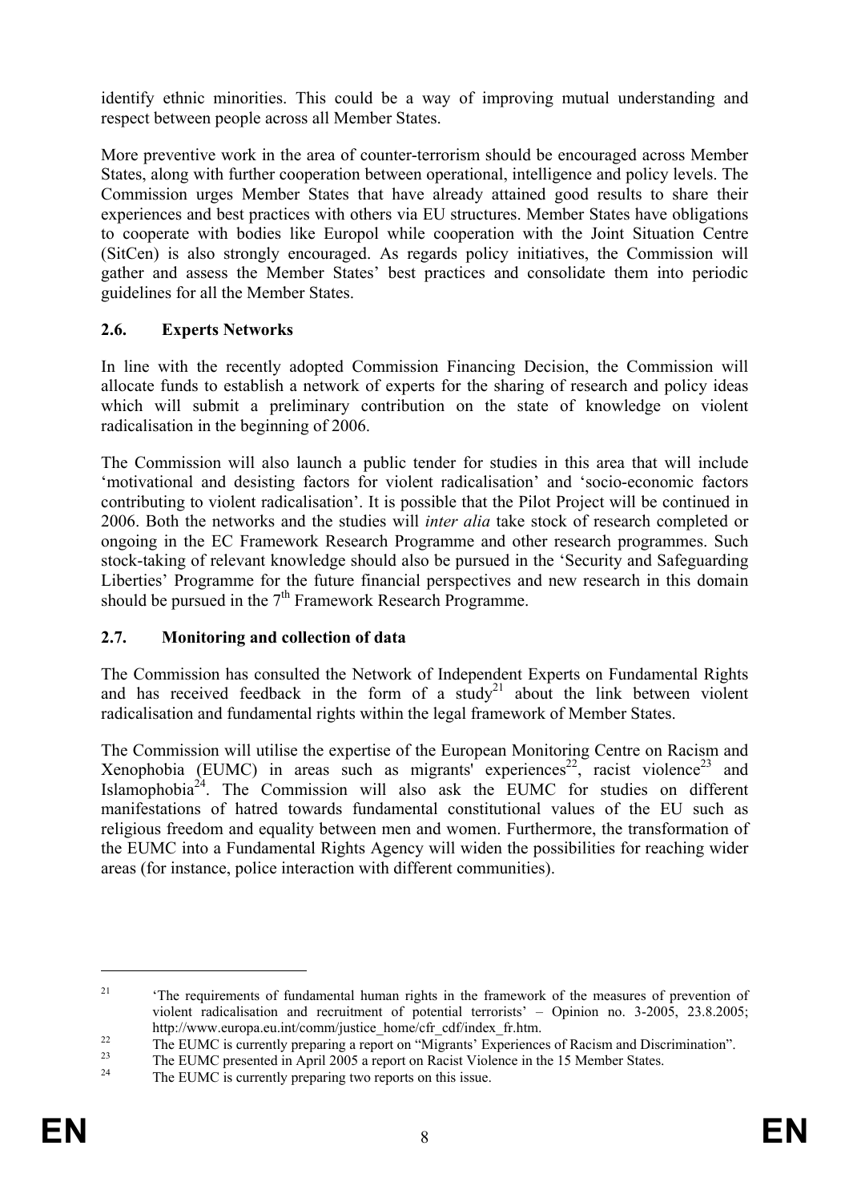identify ethnic minorities. This could be a way of improving mutual understanding and respect between people across all Member States.

More preventive work in the area of counter-terrorism should be encouraged across Member States, along with further cooperation between operational, intelligence and policy levels. The Commission urges Member States that have already attained good results to share their experiences and best practices with others via EU structures. Member States have obligations to cooperate with bodies like Europol while cooperation with the Joint Situation Centre (SitCen) is also strongly encouraged. As regards policy initiatives, the Commission will gather and assess the Member States' best practices and consolidate them into periodic guidelines for all the Member States.

### 2.6. Experts Networks

In line with the recently adopted Commission Financing Decision, the Commission will allocate funds to establish a network of experts for the sharing of research and policy ideas which will submit a preliminary contribution on the state of knowledge on violent radicalisation in the beginning of 2006.

The Commission will also launch a public tender for studies in this area that will include 'motivational and desisting factors for violent radicalisation' and 'socio-economic factors contributing to violent radicalisation'. It is possible that the Pilot Project will be continued in 2006. Both the networks and the studies will *inter alia* take stock of research completed or ongoing in the EC Framework Research Programme and other research programmes. Such stock-taking of relevant knowledge should also be pursued in the 'Security and Safeguarding Liberties' Programme for the future financial perspectives and new research in this domain should be pursued in the 7th Framework Research Programme.

### 2.7. Monitoring and collection of data

The Commission has consulted the Network of Independent Experts on Fundamental Rights and has received feedback in the form of a study[21] about the link between violent radicalisation and fundamental rights within the legal framework of Member States.

The Commission will utilise the expertise of the European Monitoring Centre on Racism and Xenophobia (EUMC) in areas such as migrants' experiences[22], racist violence[23] and Islamophobia[24]. The Commission will also ask the EUMC for studies on different manifestations of hatred towards fundamental constitutional values of the EU such as religious freedom and equality between men and women. Furthermore, the transformation of the EUMC into a Fundamental Rights Agency will widen the possibilities for reaching wider areas (for instance, police interaction with different communities).

---

[21] 'The requirements of fundamental human rights in the framework of the measures of prevention of violent radicalisation and recruitment of potential terrorists' – Opinion no. 3-2005, 23.8.2005; http://www.europa.eu.int/comm/justice_home/cfr_cdf/index_fr.htm.

[22] The EUMC is currently preparing a report on "Migrants' Experiences of Racism and Discrimination".

[23] The EUMC presented in April 2005 a report on Racist Violence in the 15 Member States.

[24] The EUMC is currently preparing two reports on this issue.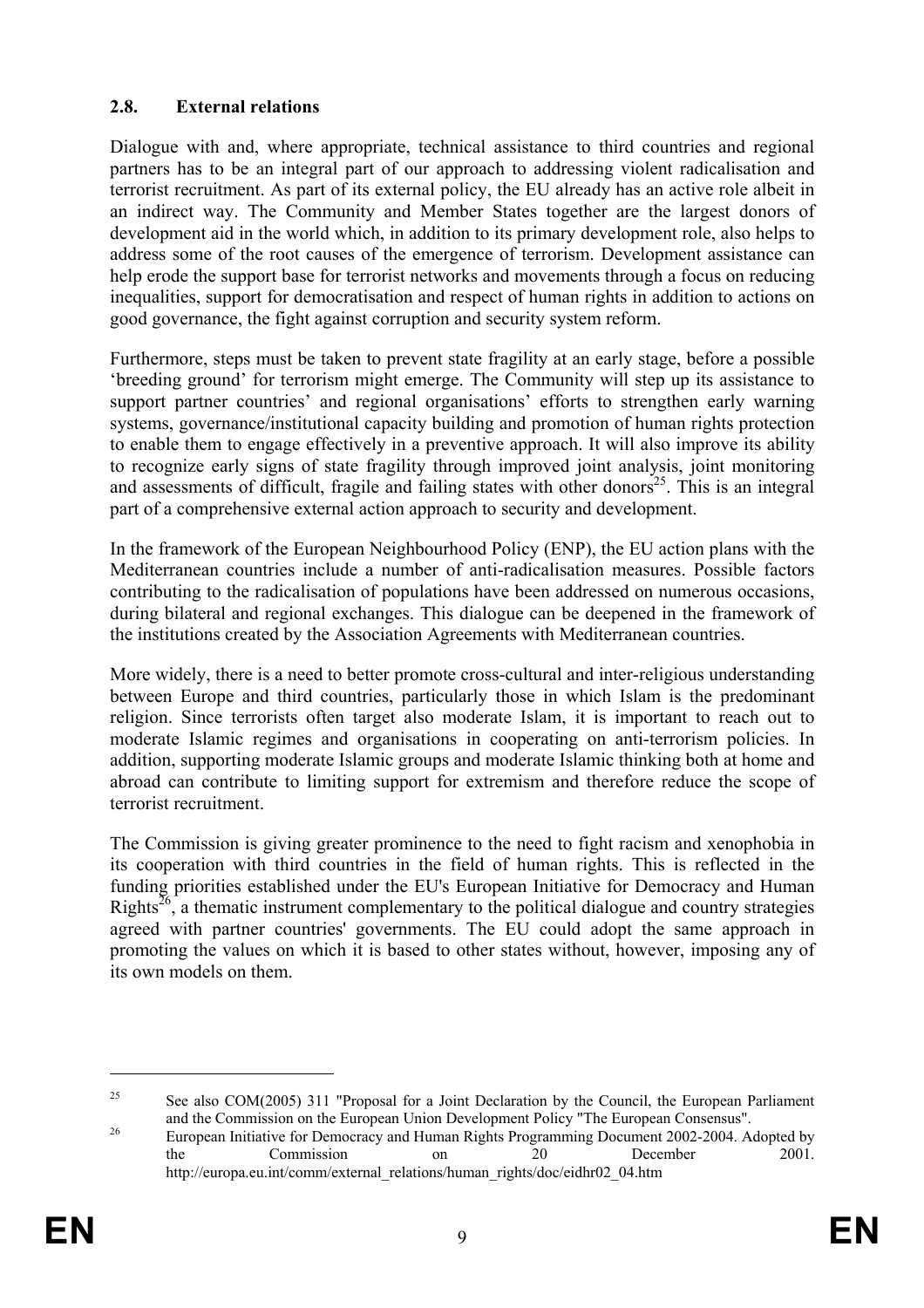### 2.8. External relations

Dialogue with and, where appropriate, technical assistance to third countries and regional partners has to be an integral part of our approach to addressing violent radicalisation and terrorist recruitment. As part of its external policy, the EU already has an active role albeit in an indirect way. The Community and Member States together are the largest donors of development aid in the world which, in addition to its primary development role, also helps to address some of the root causes of the emergence of terrorism. Development assistance can help erode the support base for terrorist networks and movements through a focus on reducing inequalities, support for democratisation and respect of human rights in addition to actions on good governance, the fight against corruption and security system reform.

Furthermore, steps must be taken to prevent state fragility at an early stage, before a possible 'breeding ground' for terrorism might emerge. The Community will step up its assistance to support partner countries' and regional organisations' efforts to strengthen early warning systems, governance/institutional capacity building and promotion of human rights protection to enable them to engage effectively in a preventive approach. It will also improve its ability to recognize early signs of state fragility through improved joint analysis, joint monitoring and assessments of difficult, fragile and failing states with other donors[25]. This is an integral part of a comprehensive external action approach to security and development.

In the framework of the European Neighbourhood Policy (ENP), the EU action plans with the Mediterranean countries include a number of anti-radicalisation measures. Possible factors contributing to the radicalisation of populations have been addressed on numerous occasions, during bilateral and regional exchanges. This dialogue can be deepened in the framework of the institutions created by the Association Agreements with Mediterranean countries.

More widely, there is a need to better promote cross-cultural and inter-religious understanding between Europe and third countries, particularly those in which Islam is the predominant religion. Since terrorists often target also moderate Islam, it is important to reach out to moderate Islamic regimes and organisations in cooperating on anti-terrorism policies. In addition, supporting moderate Islamic groups and moderate Islamic thinking both at home and abroad can contribute to limiting support for extremism and therefore reduce the scope of terrorist recruitment.

The Commission is giving greater prominence to the need to fight racism and xenophobia in its cooperation with third countries in the field of human rights. This is reflected in the funding priorities established under the EU's European Initiative for Democracy and Human Rights[26], a thematic instrument complementary to the political dialogue and country strategies agreed with partner countries' governments. The EU could adopt the same approach in promoting the values on which it is based to other states without, however, imposing any of its own models on them.

---

[25] See also COM(2005) 311 "Proposal for a Joint Declaration by the Council, the European Parliament and the Commission on the European Union Development Policy "The European Consensus".

[26] European Initiative for Democracy and Human Rights Programming Document 2002-2004. Adopted by the Commission on 20 December 2001. http://europa.eu.int/comm/external_relations/human_rights/doc/eidhr02_04.htm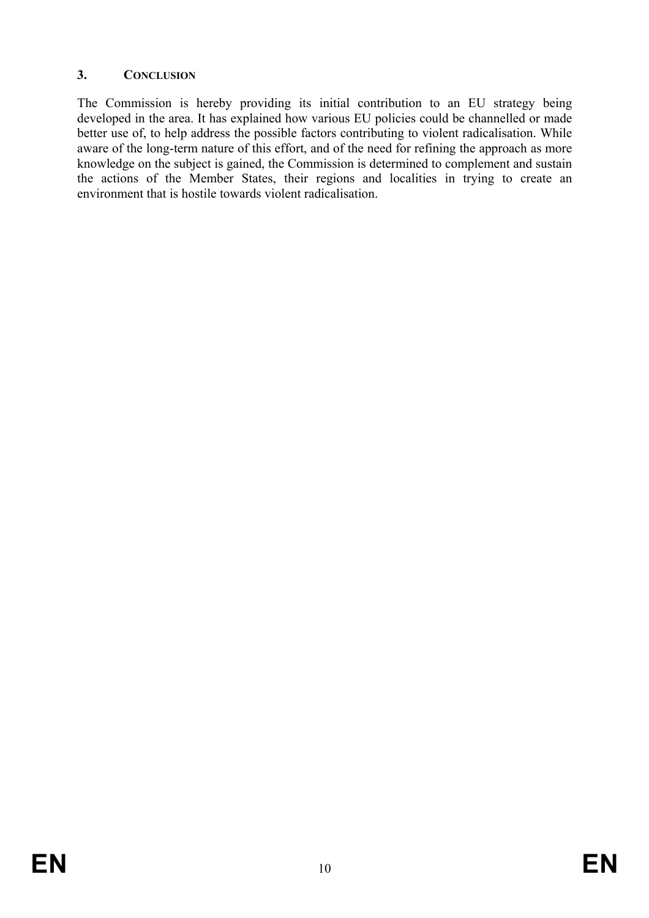## 3. CONCLUSION

The Commission is hereby providing its initial contribution to an EU strategy being developed in the area. It has explained how various EU policies could be channelled or made better use of, to help address the possible factors contributing to violent radicalisation. While aware of the long-term nature of this effort, and of the need for refining the approach as more knowledge on the subject is gained, the Commission is determined to complement and sustain the actions of the Member States, their regions and localities in trying to create an environment that is hostile towards violent radicalisation.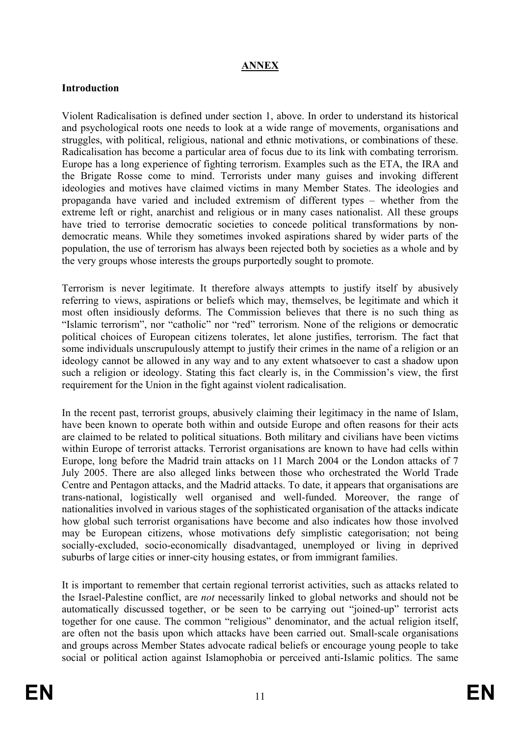## ANNEX

### Introduction

Violent Radicalisation is defined under section 1, above. In order to understand its historical and psychological roots one needs to look at a wide range of movements, organisations and struggles, with political, religious, national and ethnic motivations, or combinations of these. Radicalisation has become a particular area of focus due to its link with combating terrorism. Europe has a long experience of fighting terrorism. Examples such as the ETA, the IRA and the Brigate Rosse come to mind. Terrorists under many guises and invoking different ideologies and motives have claimed victims in many Member States. The ideologies and propaganda have varied and included extremism of different types – whether from the extreme left or right, anarchist and religious or in many cases nationalist. All these groups have tried to terrorise democratic societies to concede political transformations by non-democratic means. While they sometimes invoked aspirations shared by wider parts of the population, the use of terrorism has always been rejected both by societies as a whole and by the very groups whose interests the groups purportedly sought to promote.

Terrorism is never legitimate. It therefore always attempts to justify itself by abusively referring to views, aspirations or beliefs which may, themselves, be legitimate and which it most often insidiously deforms. The Commission believes that there is no such thing as "Islamic terrorism", nor "catholic" nor "red" terrorism. None of the religions or democratic political choices of European citizens tolerates, let alone justifies, terrorism. The fact that some individuals unscrupulously attempt to justify their crimes in the name of a religion or an ideology cannot be allowed in any way and to any extent whatsoever to cast a shadow upon such a religion or ideology. Stating this fact clearly is, in the Commission's view, the first requirement for the Union in the fight against violent radicalisation.

In the recent past, terrorist groups, abusively claiming their legitimacy in the name of Islam, have been known to operate both within and outside Europe and often reasons for their acts are claimed to be related to political situations. Both military and civilians have been victims within Europe of terrorist attacks. Terrorist organisations are known to have had cells within Europe, long before the Madrid train attacks on 11 March 2004 or the London attacks of 7 July 2005. There are also alleged links between those who orchestrated the World Trade Centre and Pentagon attacks, and the Madrid attacks. To date, it appears that organisations are trans-national, logistically well organised and well-funded. Moreover, the range of nationalities involved in various stages of the sophisticated organisation of the attacks indicate how global such terrorist organisations have become and also indicates how those involved may be European citizens, whose motivations defy simplistic categorisation; not being socially-excluded, socio-economically disadvantaged, unemployed or living in deprived suburbs of large cities or inner-city housing estates, or from immigrant families.

It is important to remember that certain regional terrorist activities, such as attacks related to the Israel-Palestine conflict, are *not* necessarily linked to global networks and should not be automatically discussed together, or be seen to be carrying out "joined-up" terrorist acts together for one cause. The common "religious" denominator, and the actual religion itself, are often not the basis upon which attacks have been carried out. Small-scale organisations and groups across Member States advocate radical beliefs or encourage young people to take social or political action against Islamophobia or perceived anti-Islamic politics. The same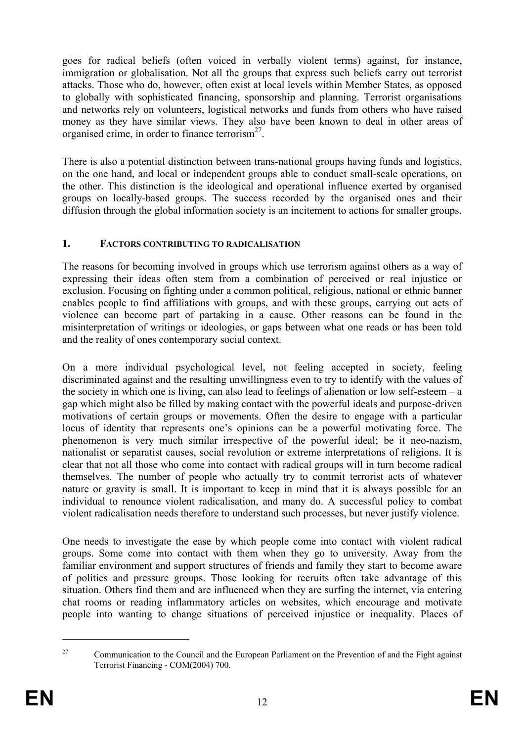goes for radical beliefs (often voiced in verbally violent terms) against, for instance, immigration or globalisation. Not all the groups that express such beliefs carry out terrorist attacks. Those who do, however, often exist at local levels within Member States, as opposed to globally with sophisticated financing, sponsorship and planning. Terrorist organisations and networks rely on volunteers, logistical networks and funds from others who have raised money as they have similar views. They also have been known to deal in other areas of organised crime, in order to finance terrorism[27].

There is also a potential distinction between trans-national groups having funds and logistics, on the one hand, and local or independent groups able to conduct small-scale operations, on the other. This distinction is the ideological and operational influence exerted by organised groups on locally-based groups. The success recorded by the organised ones and their diffusion through the global information society is an incitement to actions for smaller groups.

## 1. FACTORS CONTRIBUTING TO RADICALISATION

The reasons for becoming involved in groups which use terrorism against others as a way of expressing their ideas often stem from a combination of perceived or real injustice or exclusion. Focusing on fighting under a common political, religious, national or ethnic banner enables people to find affiliations with groups, and with these groups, carrying out acts of violence can become part of partaking in a cause. Other reasons can be found in the misinterpretation of writings or ideologies, or gaps between what one reads or has been told and the reality of ones contemporary social context.

On a more individual psychological level, not feeling accepted in society, feeling discriminated against and the resulting unwillingness even to try to identify with the values of the society in which one is living, can also lead to feelings of alienation or low self-esteem – a gap which might also be filled by making contact with the powerful ideals and purpose-driven motivations of certain groups or movements. Often the desire to engage with a particular locus of identity that represents one's opinions can be a powerful motivating force. The phenomenon is very much similar irrespective of the powerful ideal; be it neo-nazism, nationalist or separatist causes, social revolution or extreme interpretations of religions. It is clear that not all those who come into contact with radical groups will in turn become radical themselves. The number of people who actually try to commit terrorist acts of whatever nature or gravity is small. It is important to keep in mind that it is always possible for an individual to renounce violent radicalisation, and many do. A successful policy to combat violent radicalisation needs therefore to understand such processes, but never justify violence.

One needs to investigate the ease by which people come into contact with violent radical groups. Some come into contact with them when they go to university. Away from the familiar environment and support structures of friends and family they start to become aware of politics and pressure groups. Those looking for recruits often take advantage of this situation. Others find them and are influenced when they are surfing the internet, via entering chat rooms or reading inflammatory articles on websites, which encourage and motivate people into wanting to change situations of perceived injustice or inequality. Places of

---

[27] Communication to the Council and the European Parliament on the Prevention of and the Fight against Terrorist Financing - COM(2004) 700.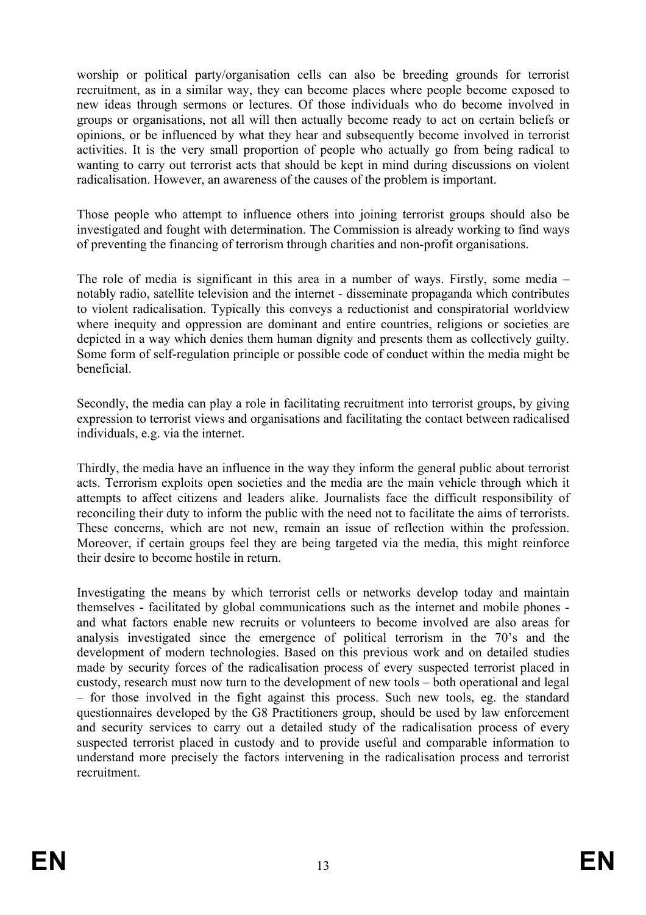worship or political party/organisation cells can also be breeding grounds for terrorist recruitment, as in a similar way, they can become places where people become exposed to new ideas through sermons or lectures. Of those individuals who do become involved in groups or organisations, not all will then actually become ready to act on certain beliefs or opinions, or be influenced by what they hear and subsequently become involved in terrorist activities. It is the very small proportion of people who actually go from being radical to wanting to carry out terrorist acts that should be kept in mind during discussions on violent radicalisation. However, an awareness of the causes of the problem is important.

Those people who attempt to influence others into joining terrorist groups should also be investigated and fought with determination. The Commission is already working to find ways of preventing the financing of terrorism through charities and non-profit organisations.

The role of media is significant in this area in a number of ways. Firstly, some media – notably radio, satellite television and the internet - disseminate propaganda which contributes to violent radicalisation. Typically this conveys a reductionist and conspiratorial worldview where inequity and oppression are dominant and entire countries, religions or societies are depicted in a way which denies them human dignity and presents them as collectively guilty. Some form of self-regulation principle or possible code of conduct within the media might be beneficial.

Secondly, the media can play a role in facilitating recruitment into terrorist groups, by giving expression to terrorist views and organisations and facilitating the contact between radicalised individuals, e.g. via the internet.

Thirdly, the media have an influence in the way they inform the general public about terrorist acts. Terrorism exploits open societies and the media are the main vehicle through which it attempts to affect citizens and leaders alike. Journalists face the difficult responsibility of reconciling their duty to inform the public with the need not to facilitate the aims of terrorists. These concerns, which are not new, remain an issue of reflection within the profession. Moreover, if certain groups feel they are being targeted via the media, this might reinforce their desire to become hostile in return.

Investigating the means by which terrorist cells or networks develop today and maintain themselves - facilitated by global communications such as the internet and mobile phones - and what factors enable new recruits or volunteers to become involved are also areas for analysis investigated since the emergence of political terrorism in the 70's and the development of modern technologies. Based on this previous work and on detailed studies made by security forces of the radicalisation process of every suspected terrorist placed in custody, research must now turn to the development of new tools – both operational and legal – for those involved in the fight against this process. Such new tools, eg. the standard questionnaires developed by the G8 Practitioners group, should be used by law enforcement and security services to carry out a detailed study of the radicalisation process of every suspected terrorist placed in custody and to provide useful and comparable information to understand more precisely the factors intervening in the radicalisation process and terrorist recruitment.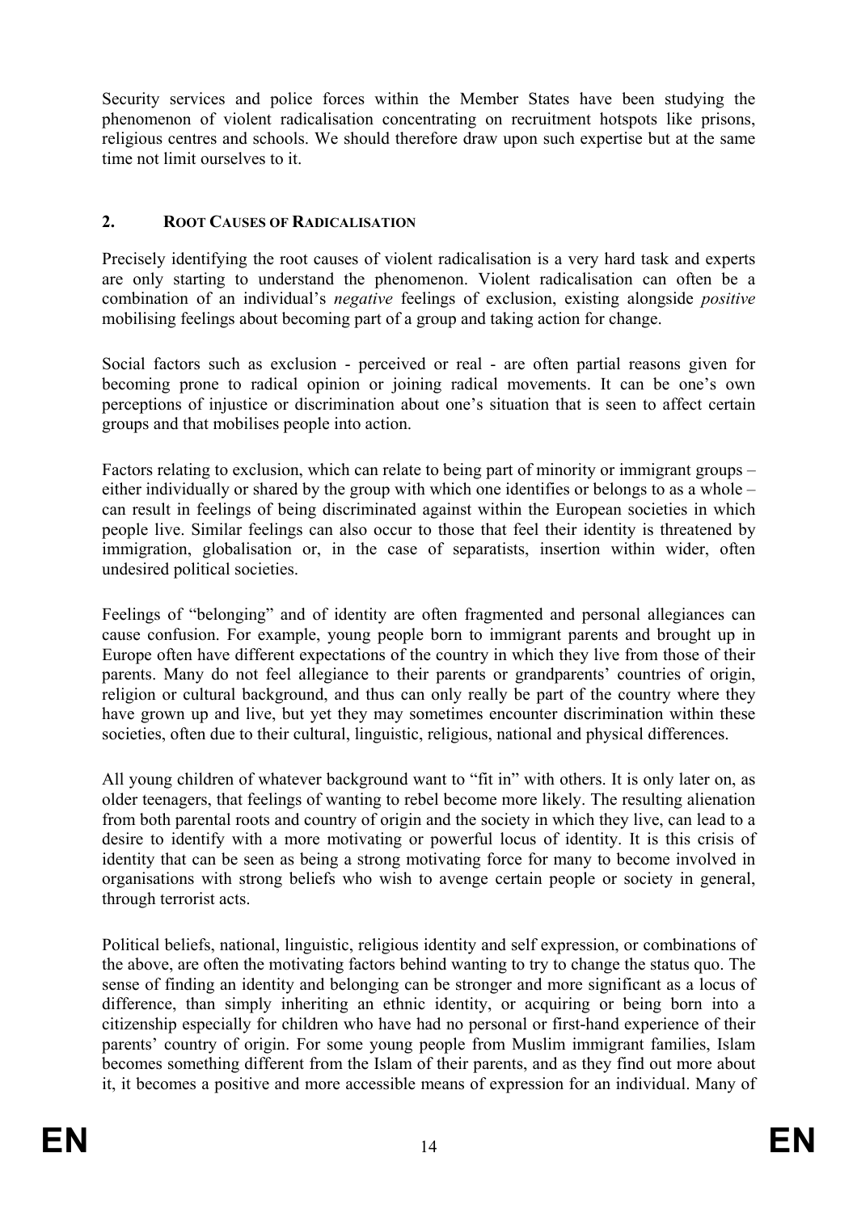Security services and police forces within the Member States have been studying the phenomenon of violent radicalisation concentrating on recruitment hotspots like prisons, religious centres and schools. We should therefore draw upon such expertise but at the same time not limit ourselves to it.

## 2. ROOT CAUSES OF RADICALISATION

Precisely identifying the root causes of violent radicalisation is a very hard task and experts are only starting to understand the phenomenon. Violent radicalisation can often be a combination of an individual's *negative* feelings of exclusion, existing alongside *positive* mobilising feelings about becoming part of a group and taking action for change.

Social factors such as exclusion - perceived or real - are often partial reasons given for becoming prone to radical opinion or joining radical movements. It can be one's own perceptions of injustice or discrimination about one's situation that is seen to affect certain groups and that mobilises people into action.

Factors relating to exclusion, which can relate to being part of minority or immigrant groups – either individually or shared by the group with which one identifies or belongs to as a whole – can result in feelings of being discriminated against within the European societies in which people live. Similar feelings can also occur to those that feel their identity is threatened by immigration, globalisation or, in the case of separatists, insertion within wider, often undesired political societies.

Feelings of "belonging" and of identity are often fragmented and personal allegiances can cause confusion. For example, young people born to immigrant parents and brought up in Europe often have different expectations of the country in which they live from those of their parents. Many do not feel allegiance to their parents or grandparents' countries of origin, religion or cultural background, and thus can only really be part of the country where they have grown up and live, but yet they may sometimes encounter discrimination within these societies, often due to their cultural, linguistic, religious, national and physical differences.

All young children of whatever background want to "fit in" with others. It is only later on, as older teenagers, that feelings of wanting to rebel become more likely. The resulting alienation from both parental roots and country of origin and the society in which they live, can lead to a desire to identify with a more motivating or powerful locus of identity. It is this crisis of identity that can be seen as being a strong motivating force for many to become involved in organisations with strong beliefs who wish to avenge certain people or society in general, through terrorist acts.

Political beliefs, national, linguistic, religious identity and self expression, or combinations of the above, are often the motivating factors behind wanting to try to change the status quo. The sense of finding an identity and belonging can be stronger and more significant as a locus of difference, than simply inheriting an ethnic identity, or acquiring or being born into a citizenship especially for children who have had no personal or first-hand experience of their parents' country of origin. For some young people from Muslim immigrant families, Islam becomes something different from the Islam of their parents, and as they find out more about it, it becomes a positive and more accessible means of expression for an individual. Many of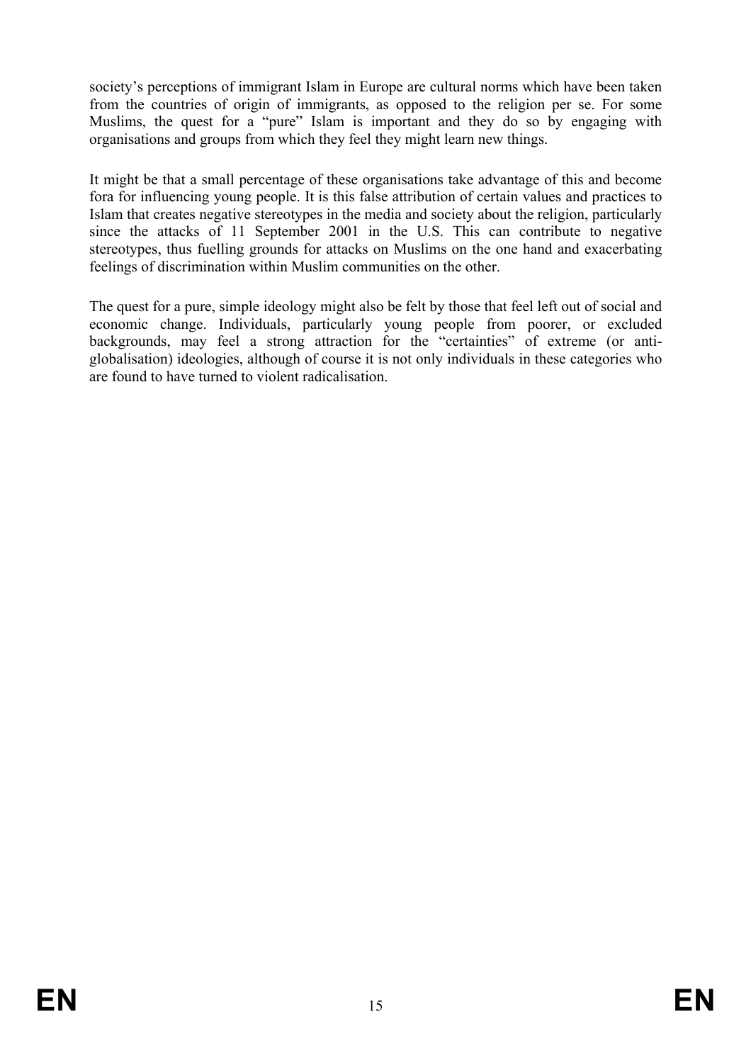society's perceptions of immigrant Islam in Europe are cultural norms which have been taken from the countries of origin of immigrants, as opposed to the religion per se. For some Muslims, the quest for a "pure" Islam is important and they do so by engaging with organisations and groups from which they feel they might learn new things.

It might be that a small percentage of these organisations take advantage of this and become fora for influencing young people. It is this false attribution of certain values and practices to Islam that creates negative stereotypes in the media and society about the religion, particularly since the attacks of 11 September 2001 in the U.S. This can contribute to negative stereotypes, thus fuelling grounds for attacks on Muslims on the one hand and exacerbating feelings of discrimination within Muslim communities on the other.

The quest for a pure, simple ideology might also be felt by those that feel left out of social and economic change. Individuals, particularly young people from poorer, or excluded backgrounds, may feel a strong attraction for the "certainties" of extreme (or anti-globalisation) ideologies, although of course it is not only individuals in these categories who are found to have turned to violent radicalisation.